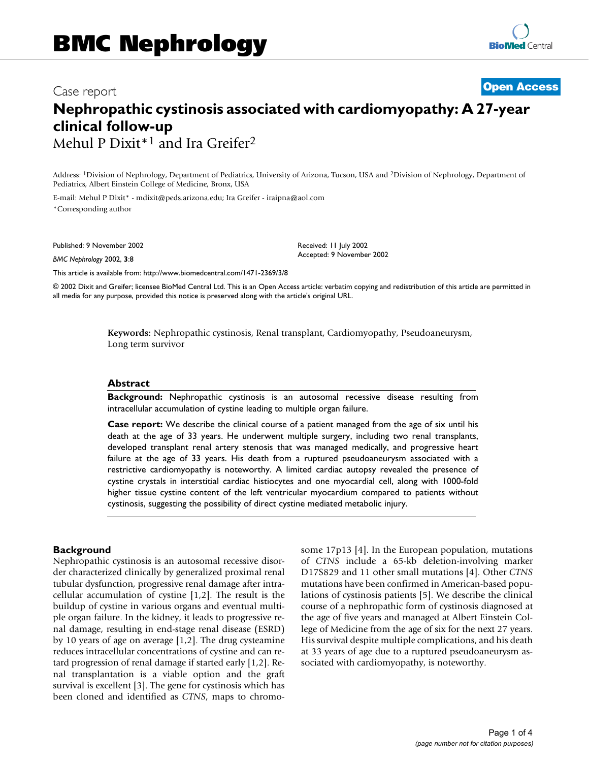Case report

# Nephropathic cystinosis associated with cardiomyopathy: A 27-year clinical follow-up

Mehul P Dixit*[1] and Ira Greifer[2]

Address: [1]Division of Nephrology, Department of Pediatrics, University of Arizona, Tucson, USA and [2]Division of Nephrology, Department of Pediatrics, Albert Einstein College of Medicine, Bronx, USA

E-mail: Mehul P Dixit* - mdixit@peds.arizona.edu; Ira Greifer - iraipna@aol.com

*Corresponding author

Published: 9 November 2002

*BMC Nephrology* 2002, **3**:8

Received: 11 July 2002
Accepted: 9 November 2002

This article is available from: http://www.biomedcentral.com/1471-2369/3/8

© 2002 Dixit and Greifer; licensee BioMed Central Ltd. This is an Open Access article: verbatim copying and redistribution of this article are permitted in all media for any purpose, provided this notice is preserved along with the article's original URL.

**Keywords:** Nephropathic cystinosis, Renal transplant, Cardiomyopathy, Pseudoaneurysm, Long term survivor

## Abstract

**Background:** Nephropathic cystinosis is an autosomal recessive disease resulting from intracellular accumulation of cystine leading to multiple organ failure.

**Case report:** We describe the clinical course of a patient managed from the age of six until his death at the age of 33 years. He underwent multiple surgery, including two renal transplants, developed transplant renal artery stenosis that was managed medically, and progressive heart failure at the age of 33 years. His death from a ruptured pseudoaneurysm associated with a restrictive cardiomyopathy is noteworthy. A limited cardiac autopsy revealed the presence of cystine crystals in interstitial cardiac histiocytes and one myocardial cell, along with 1000-fold higher tissue cystine content of the left ventricular myocardium compared to patients without cystinosis, suggesting the possibility of direct cystine mediated metabolic injury.

## Background

Nephropathic cystinosis is an autosomal recessive disorder characterized clinically by generalized proximal renal tubular dysfunction, progressive renal damage after intracellular accumulation of cystine [1,2]. The result is the buildup of cystine in various organs and eventual multiple organ failure. In the kidney, it leads to progressive renal damage, resulting in end-stage renal disease (ESRD) by 10 years of age on average [1,2]. The drug cysteamine reduces intracellular concentrations of cystine and can retard progression of renal damage if started early [1,2]. Renal transplantation is a viable option and the graft survival is excellent [3]. The gene for cystinosis which has been cloned and identified as *CTNS*, maps to chromosome 17p13 [4]. In the European population, mutations of *CTNS* include a 65-kb deletion-involving marker D17S829 and 11 other small mutations [4]. Other *CTNS* mutations have been confirmed in American-based populations of cystinosis patients [5]. We describe the clinical course of a nephropathic form of cystinosis diagnosed at the age of five years and managed at Albert Einstein College of Medicine from the age of six for the next 27 years. His survival despite multiple complications, and his death at 33 years of age due to a ruptured pseudoaneurysm associated with cardiomyopathy, is noteworthy.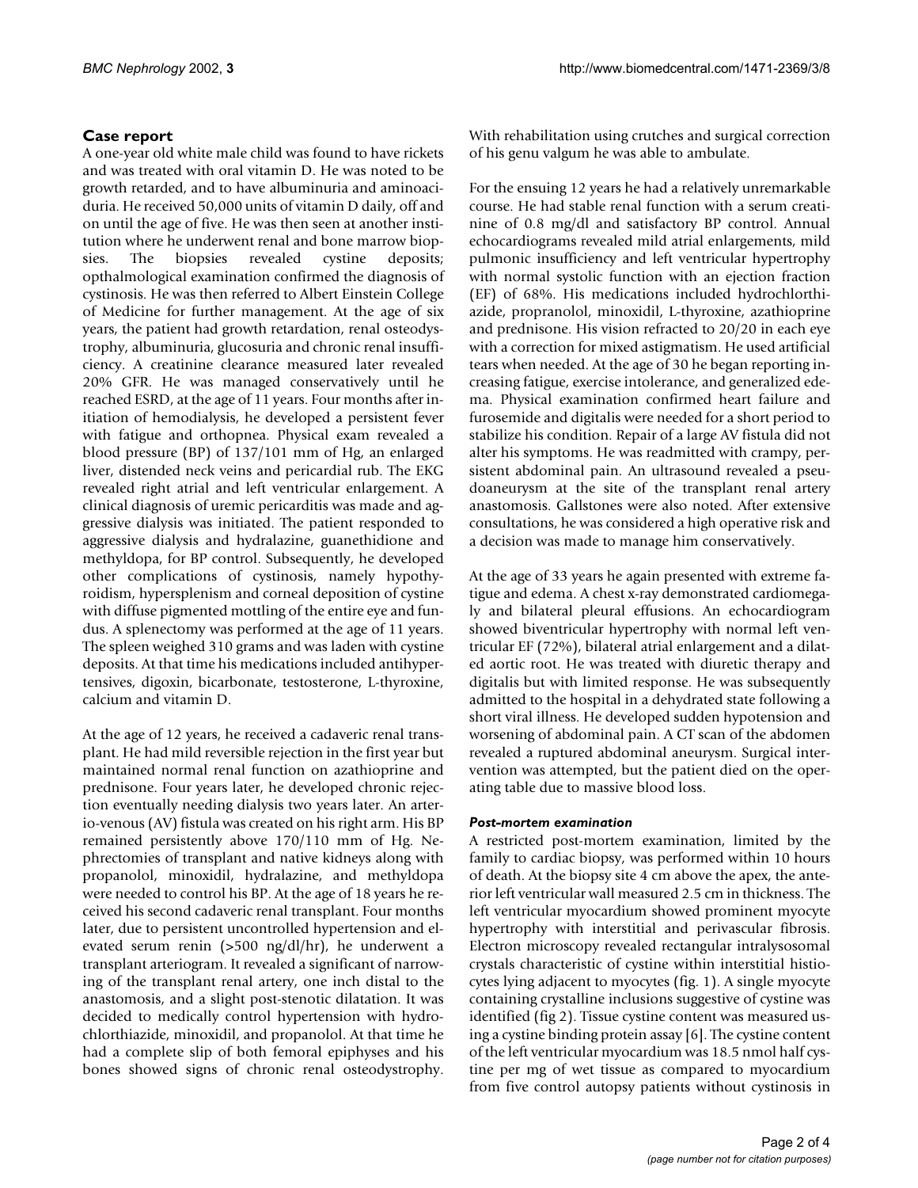## Case report

A one-year old white male child was found to have rickets and was treated with oral vitamin D. He was noted to be growth retarded, and to have albuminuria and aminoaciduria. He received 50,000 units of vitamin D daily, off and on until the age of five. He was then seen at another institution where he underwent renal and bone marrow biopsies. The biopsies revealed cystine deposits; opthalmological examination confirmed the diagnosis of cystinosis. He was then referred to Albert Einstein College of Medicine for further management. At the age of six years, the patient had growth retardation, renal osteodystrophy, albuminuria, glucosuria and chronic renal insufficiency. A creatinine clearance measured later revealed 20% GFR. He was managed conservatively until he reached ESRD, at the age of 11 years. Four months after initiation of hemodialysis, he developed a persistent fever with fatigue and orthopnea. Physical exam revealed a blood pressure (BP) of 137/101 mm of Hg, an enlarged liver, distended neck veins and pericardial rub. The EKG revealed right atrial and left ventricular enlargement. A clinical diagnosis of uremic pericarditis was made and aggressive dialysis was initiated. The patient responded to aggressive dialysis and hydralazine, guanethidione and methyldopa, for BP control. Subsequently, he developed other complications of cystinosis, namely hypothyroidism, hypersplenism and corneal deposition of cystine with diffuse pigmented mottling of the entire eye and fundus. A splenectomy was performed at the age of 11 years. The spleen weighed 310 grams and was laden with cystine deposits. At that time his medications included antihypertensives, digoxin, bicarbonate, testosterone, L-thyroxine, calcium and vitamin D.

At the age of 12 years, he received a cadaveric renal transplant. He had mild reversible rejection in the first year but maintained normal renal function on azathioprine and prednisone. Four years later, he developed chronic rejection eventually needing dialysis two years later. An arterio-venous (AV) fistula was created on his right arm. His BP remained persistently above 170/110 mm of Hg. Nephrectomies of transplant and native kidneys along with propanolol, minoxidil, hydralazine, and methyldopa were needed to control his BP. At the age of 18 years he received his second cadaveric renal transplant. Four months later, due to persistent uncontrolled hypertension and elevated serum renin (>500 ng/dl/hr), he underwent a transplant arteriogram. It revealed a significant of narrowing of the transplant renal artery, one inch distal to the anastomosis, and a slight post-stenotic dilatation. It was decided to medically control hypertension with hydrochlorthiazide, minoxidil, and propanolol. At that time he had a complete slip of both femoral epiphyses and his bones showed signs of chronic renal osteodystrophy. With rehabilitation using crutches and surgical correction of his genu valgum he was able to ambulate.

For the ensuing 12 years he had a relatively unremarkable course. He had stable renal function with a serum creatinine of 0.8 mg/dl and satisfactory BP control. Annual echocardiograms revealed mild atrial enlargements, mild pulmonic insufficiency and left ventricular hypertrophy with normal systolic function with an ejection fraction (EF) of 68%. His medications included hydrochlorthiazide, propranolol, minoxidil, L-thyroxine, azathioprine and prednisone. His vision refracted to 20/20 in each eye with a correction for mixed astigmatism. He used artificial tears when needed. At the age of 30 he began reporting increasing fatigue, exercise intolerance, and generalized edema. Physical examination confirmed heart failure and furosemide and digitalis were needed for a short period to stabilize his condition. Repair of a large AV fistula did not alter his symptoms. He was readmitted with crampy, persistent abdominal pain. An ultrasound revealed a pseudoaneurysm at the site of the transplant renal artery anastomosis. Gallstones were also noted. After extensive consultations, he was considered a high operative risk and a decision was made to manage him conservatively.

At the age of 33 years he again presented with extreme fatigue and edema. A chest x-ray demonstrated cardiomegaly and bilateral pleural effusions. An echocardiogram showed biventricular hypertrophy with normal left ventricular EF (72%), bilateral atrial enlargement and a dilated aortic root. He was treated with diuretic therapy and digitalis but with limited response. He was subsequently admitted to the hospital in a dehydrated state following a short viral illness. He developed sudden hypotension and worsening of abdominal pain. A CT scan of the abdomen revealed a ruptured abdominal aneurysm. Surgical intervention was attempted, but the patient died on the operating table due to massive blood loss.

### *Post-mortem examination*

A restricted post-mortem examination, limited by the family to cardiac biopsy, was performed within 10 hours of death. At the biopsy site 4 cm above the apex, the anterior left ventricular wall measured 2.5 cm in thickness. The left ventricular myocardium showed prominent myocyte hypertrophy with interstitial and perivascular fibrosis. Electron microscopy revealed rectangular intralysosomal crystals characteristic of cystine within interstitial histiocytes lying adjacent to myocytes (fig. 1). A single myocyte containing crystalline inclusions suggestive of cystine was identified (fig 2). Tissue cystine content was measured using a cystine binding protein assay [6]. The cystine content of the left ventricular myocardium was 18.5 nmol half cystine per mg of wet tissue as compared to myocardium from five control autopsy patients without cystinosis in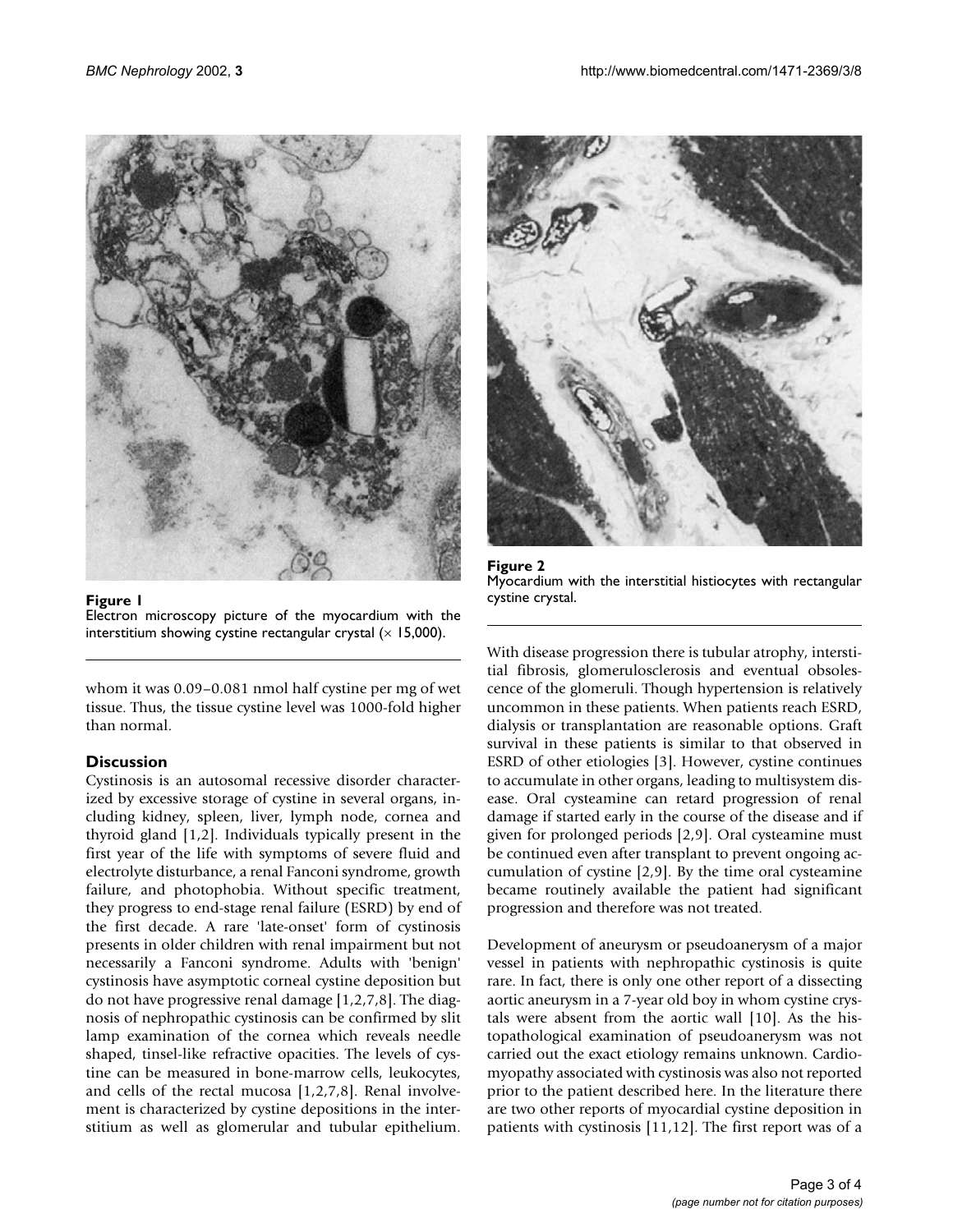**Figure 1**
Electron microscopy picture of the myocardium with the interstitium showing cystine rectangular crystal (× 15,000).

**Figure 2**
Myocardium with the interstitial histiocytes with rectangular cystine crystal.

whom it was 0.09–0.081 nmol half cystine per mg of wet tissue. Thus, the tissue cystine level was 1000-fold higher than normal.

## Discussion

Cystinosis is an autosomal recessive disorder characterized by excessive storage of cystine in several organs, including kidney, spleen, liver, lymph node, cornea and thyroid gland [1,2]. Individuals typically present in the first year of the life with symptoms of severe fluid and electrolyte disturbance, a renal Fanconi syndrome, growth failure, and photophobia. Without specific treatment, they progress to end-stage renal failure (ESRD) by end of the first decade. A rare 'late-onset' form of cystinosis presents in older children with renal impairment but not necessarily a Fanconi syndrome. Adults with 'benign' cystinosis have asymptotic corneal cystine deposition but do not have progressive renal damage [1,2,7,8]. The diagnosis of nephropathic cystinosis can be confirmed by slit lamp examination of the cornea which reveals needle shaped, tinsel-like refractive opacities. The levels of cystine can be measured in bone-marrow cells, leukocytes, and cells of the rectal mucosa [1,2,7,8]. Renal involvement is characterized by cystine depositions in the interstitium as well as glomerular and tubular epithelium. With disease progression there is tubular atrophy, interstitial fibrosis, glomerulosclerosis and eventual obsolescence of the glomeruli. Though hypertension is relatively uncommon in these patients. When patients reach ESRD, dialysis or transplantation are reasonable options. Graft survival in these patients is similar to that observed in ESRD of other etiologies [3]. However, cystine continues to accumulate in other organs, leading to multisystem disease. Oral cysteamine can retard progression of renal damage if started early in the course of the disease and if given for prolonged periods [2,9]. Oral cysteamine must be continued even after transplant to prevent ongoing accumulation of cystine [2,9]. By the time oral cysteamine became routinely available the patient had significant progression and therefore was not treated.

Development of aneurysm or pseudoanerysm of a major vessel in patients with nephropathic cystinosis is quite rare. In fact, there is only one other report of a dissecting aortic aneurysm in a 7-year old boy in whom cystine crystals were absent from the aortic wall [10]. As the histopathological examination of pseudoaneurysm was not carried out the exact etiology remains unknown. Cardiomyopathy associated with cystinosis was also not reported prior to the patient described here. In the literature there are two other reports of myocardial cystine deposition in patients with cystinosis [11,12]. The first report was of a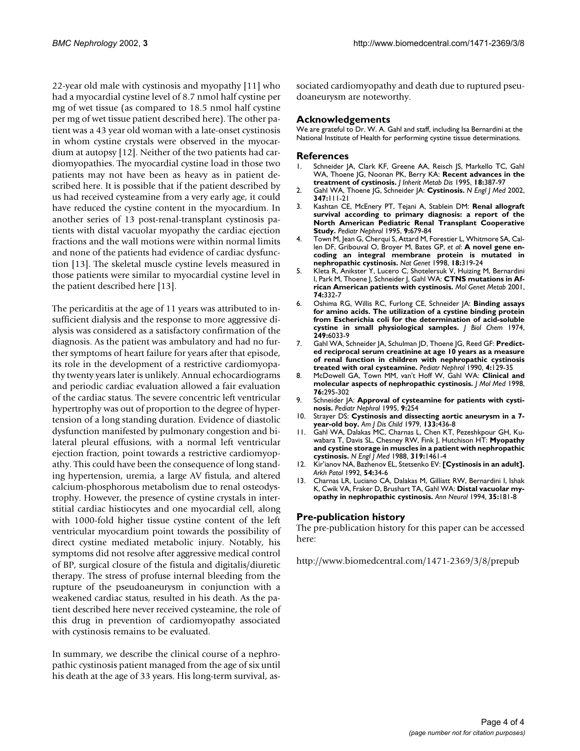22-year old male with cystinosis and myopathy [11] who had a myocardial cystine level of 8.7 nmol half cystine per mg of wet tissue (as compared to 18.5 nmol half cystine per mg of wet tissue patient described here). The other patient was a 43 year old woman with a late-onset cystinosis in whom cystine crystals were observed in the myocardium at autopsy [12]. Neither of the two patients had cardiomyopathies. The myocardial cystine load in those two patients may not have been as heavy as in patient described here. It is possible that if the patient described by us had received cysteamine from a very early age, it could have reduced the cystine content in the myocardium. In another series of 13 post-renal-transplant cystinosis patients with distal vacuolar myopathy the cardiac ejection fractions and the wall motions were within normal limits and none of the patients had evidence of cardiac dysfunction [13]. The skeletal muscle cystine levels measured in those patients were similar to myocardial cystine level in the patient described here [13].

The pericarditis at the age of 11 years was attributed to insufficient dialysis and the response to more aggressive dialysis was considered as a satisfactory confirmation of the diagnosis. As the patient was ambulatory and had no further symptoms of heart failure for years after that episode, its role in the development of a restrictive cardiomyopathy twenty years later is unlikely. Annual echocardiograms and periodic cardiac evaluation allowed a fair evaluation of the cardiac status. The severe concentric left ventricular hypertrophy was out of proportion to the degree of hypertension of a long standing duration. Evidence of diastolic dysfunction manifested by pulmonary congestion and bilateral pleural effusions, with a normal left ventricular ejection fraction, point towards a restrictive cardiomyopathy. This could have been the consequence of long standing hypertension, uremia, a large AV fistula, and altered calcium-phosphorous metabolism due to renal osteodystrophy. However, the presence of cystine crystals in interstitial cardiac histiocytes and one myocardial cell, along with 1000-fold higher tissue cystine content of the left ventricular myocardium point towards the possibility of direct cystine mediated metabolic injury. Notably, his symptoms did not resolve after aggressive medical control of BP, surgical closure of the fistula and digitalis/diuretic therapy. The stress of profuse internal bleeding from the rupture of the pseudoaneurysm in conjunction with a weakened cardiac status, resulted in his death. As the patient described here never received cysteamine, the role of this drug in prevention of cardiomyopathy associated with cystinosis remains to be evaluated.

In summary, we describe the clinical course of a nephropathic cystinosis patient managed from the age of six until his death at the age of 33 years. His long-term survival, associated cardiomyopathy and death due to ruptured pseudoaneurysm are noteworthy.

## Acknowledgements

We are grateful to Dr. W. A. Gahl and staff, including Isa Bernardini at the National Institute of Health for performing cystine tissue determinations.

## References

1. Schneider JA, Clark KF, Greene AA, Reisch JS, Markello TC, Gahl WA, Thoene JG, Noonan PK, Berry KA: **Recent advances in the treatment of cystinosis.** *J Inherit Metab Dis* 1995, **18:**387-97
2. Gahl WA, Thoene JG, Schneider JA: **Cystinosis.** *N Engl J Med* 2002, **347:**111-21
3. Kashtan CE, McEnery PT, Tejani A, Stablein DM: **Renal allograft survival according to primary diagnosis: a report of the North American Pediatric Renal Transplant Cooperative Study.** *Pediatr Nephrol* 1995, **9:**679-84
4. Town M, Jean G, Cherqui S, Attard M, Forestier L, Whitmore SA, Callen DF, Gribouval O, Broyer M, Bates GP, *et al*: **A novel gene encoding an integral membrane protein is mutated in nephropathic cystinosis.** *Nat Genet* 1998, **18:**319-24
5. Kleta R, Anikster Y, Lucero C, Shotelersuk V, Huizing M, Bernardini I, Park M, Thoene J, Schneider J, Gahl WA: **CTNS mutations in African American patients with cystinosis.** *Mol Genet Metab* 2001, **74:**332-7
6. Oshima RG, Willis RC, Furlong CE, Schneider JA: **Binding assays for amino acids. The utilization of a cystine binding protein from Escherichia coli for the determination of acid-soluble cystine in small physiological samples.** *J Biol Chem* 1974, **249:**6033-9
7. Gahl WA, Schneider JA, Schulman JD, Thoene JG, Reed GF: **Predicted reciprocal serum creatinine at age 10 years as a measure of renal function in children with nephropathic cystinosis treated with oral cysteamine.** *Pediatr Nephrol* 1990, **4:**129-35
8. McDowell GA, Town MM, van't Hoff W, Gahl WA: **Clinical and molecular aspects of nephropathic cystinosis.** *J Mol Med* 1998, **76:**295-302
9. Schneider JA: **Approval of cysteamine for patients with cystinosis.** *Pediatr Nephrol* 1995, **9:**254
10. Strayer DS: **Cystinosis and dissecting aortic aneurysm in a 7-year-old boy.** *Am J Dis Child* 1979, **133:**436-8
11. Gahl WA, Dalakas MC, Charnas L, Chen KT, Pezeshkpour GH, Kuwabara T, Davis SL, Chesney RW, Fink J, Hutchison HT: **Myopathy and cystine storage in muscles in a patient with nephropathic cystinosis.** *N Engl J Med* 1988, **319:**1461-4
12. Kir'ianov NA, Bazhenov EL, Stetsenko EV: **[Cystinosis in an adult].** *Arkh Patol* 1992, **54:**34-6
13. Charnas LR, Luciano CA, Dalakas M, Gilliatt RW, Bernardini I, Ishak K, Cwik VA, Fraker D, Brushart TA, Gahl WA: **Distal vacuolar myopathy in nephropathic cystinosis.** *Ann Neurol* 1994, **35:**181-8

## Pre-publication history

The pre-publication history for this paper can be accessed here:

http://www.biomedcentral.com/1471-2369/3/8/prepub